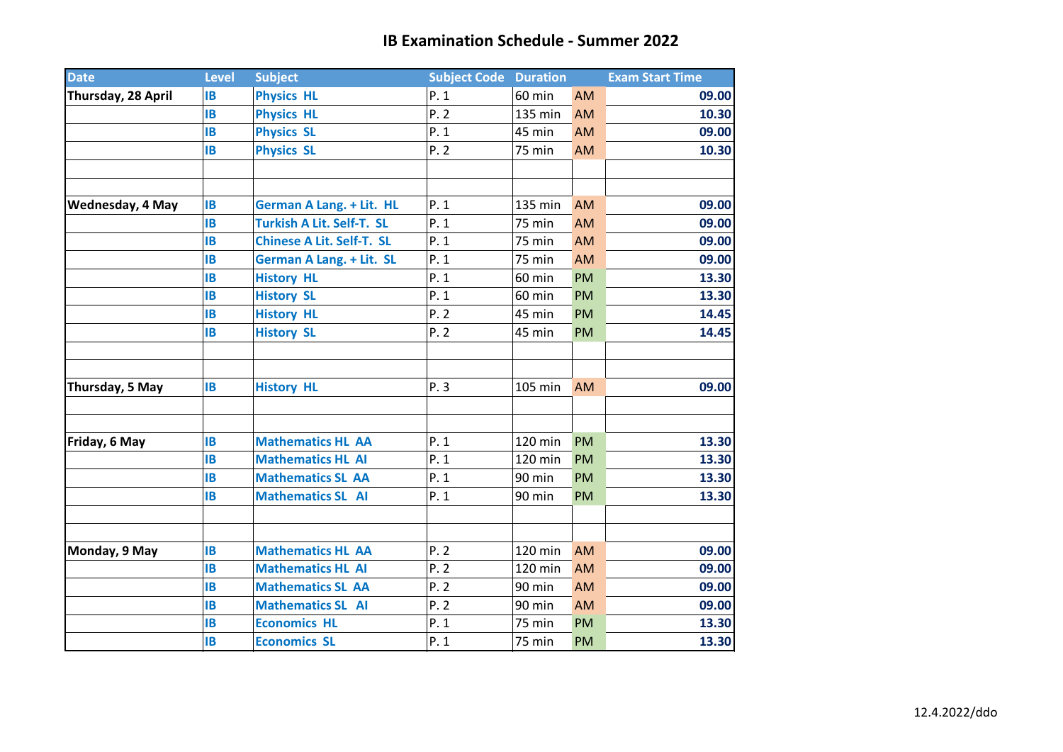# IB Examination Schedule - Summer 2022

| Date | Level | Subject | Subject Code | Duration | | Exam Start Time |
|---|---|---|---|---|---|---|
| Thursday, 28 April | IB | Physics HL | P. 1 | 60 min | AM | 09.00 |
| | IB | Physics HL | P. 2 | 135 min | AM | 10.30 |
| | IB | Physics SL | P. 1 | 45 min | AM | 09.00 |
| | IB | Physics SL | P. 2 | 75 min | AM | 10.30 |
| | | | | | | |
| | | | | | | |
| Wednesday, 4 May | IB | German A Lang. + Lit. HL | P. 1 | 135 min | AM | 09.00 |
| | IB | Turkish A Lit. Self-T. SL | P. 1 | 75 min | AM | 09.00 |
| | IB | Chinese A Lit. Self-T. SL | P. 1 | 75 min | AM | 09.00 |
| | IB | German A Lang. + Lit. SL | P. 1 | 75 min | AM | 09.00 |
| | IB | History HL | P. 1 | 60 min | PM | 13.30 |
| | IB | History SL | P. 1 | 60 min | PM | 13.30 |
| | IB | History HL | P. 2 | 45 min | PM | 14.45 |
| | IB | History SL | P. 2 | 45 min | PM | 14.45 |
| | | | | | | |
| | | | | | | |
| Thursday, 5 May | IB | History HL | P. 3 | 105 min | AM | 09.00 |
| | | | | | | |
| | | | | | | |
| Friday, 6 May | IB | Mathematics HL AA | P. 1 | 120 min | PM | 13.30 |
| | IB | Mathematics HL AI | P. 1 | 120 min | PM | 13.30 |
| | IB | Mathematics SL AA | P. 1 | 90 min | PM | 13.30 |
| | IB | Mathematics SL AI | P. 1 | 90 min | PM | 13.30 |
| | | | | | | |
| | | | | | | |
| Monday, 9 May | IB | Mathematics HL AA | P. 2 | 120 min | AM | 09.00 |
| | IB | Mathematics HL AI | P. 2 | 120 min | AM | 09.00 |
| | IB | Mathematics SL AA | P. 2 | 90 min | AM | 09.00 |
| | IB | Mathematics SL AI | P. 2 | 90 min | AM | 09.00 |
| | IB | Economics HL | P. 1 | 75 min | PM | 13.30 |
| | IB | Economics SL | P. 1 | 75 min | PM | 13.30 |

12.4.2022/ddo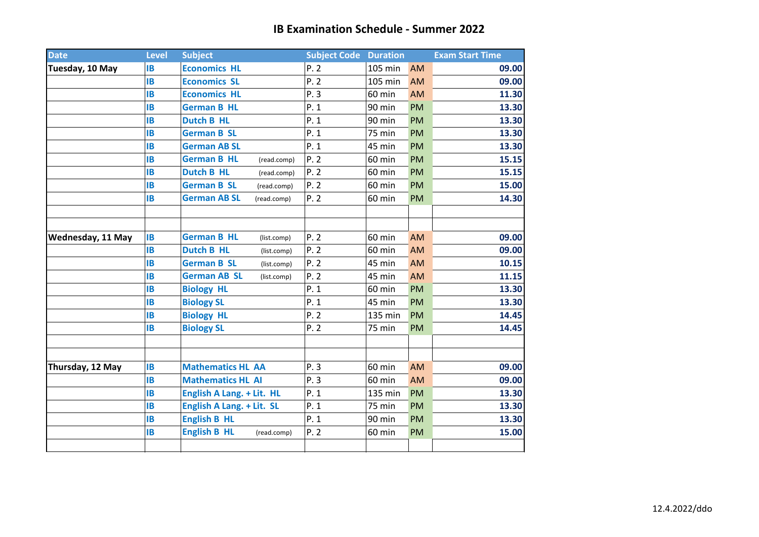# IB Examination Schedule - Summer 2022

| Date | Level | Subject | Subject Code | Duration | | Exam Start Time |
|---|---|---|---|---|---|---|
| Tuesday, 10 May | IB | Economics HL | P. 2 | 105 min | AM | 09.00 |
| | IB | Economics SL | P. 2 | 105 min | AM | 09.00 |
| | IB | Economics HL | P. 3 | 60 min | AM | 11.30 |
| | IB | German B HL | P. 1 | 90 min | PM | 13.30 |
| | IB | Dutch B HL | P. 1 | 90 min | PM | 13.30 |
| | IB | German B SL | P. 1 | 75 min | PM | 13.30 |
| | IB | German AB SL | P. 1 | 45 min | PM | 13.30 |
| | IB | German B HL (read.comp) | P. 2 | 60 min | PM | 15.15 |
| | IB | Dutch B HL (read.comp) | P. 2 | 60 min | PM | 15.15 |
| | IB | German B SL (read.comp) | P. 2 | 60 min | PM | 15.00 |
| | IB | German AB SL (read.comp) | P. 2 | 60 min | PM | 14.30 |
| | | | | | | |
| | | | | | | |
| Wednesday, 11 May | IB | German B HL (list.comp) | P. 2 | 60 min | AM | 09.00 |
| | IB | Dutch B HL (list.comp) | P. 2 | 60 min | AM | 09.00 |
| | IB | German B SL (list.comp) | P. 2 | 45 min | AM | 10.15 |
| | IB | German AB SL (list.comp) | P. 2 | 45 min | AM | 11.15 |
| | IB | Biology HL | P. 1 | 60 min | PM | 13.30 |
| | IB | Biology SL | P. 1 | 45 min | PM | 13.30 |
| | IB | Biology HL | P. 2 | 135 min | PM | 14.45 |
| | IB | Biology SL | P. 2 | 75 min | PM | 14.45 |
| | | | | | | |
| | | | | | | |
| Thursday, 12 May | IB | Mathematics HL AA | P. 3 | 60 min | AM | 09.00 |
| | IB | Mathematics HL AI | P. 3 | 60 min | AM | 09.00 |
| | IB | English A Lang. + Lit. HL | P. 1 | 135 min | PM | 13.30 |
| | IB | English A Lang. + Lit. SL | P. 1 | 75 min | PM | 13.30 |
| | IB | English B HL | P. 1 | 90 min | PM | 13.30 |
| | IB | English B HL (read.comp) | P. 2 | 60 min | PM | 15.00 |
| | | | | | | |

12.4.2022/ddo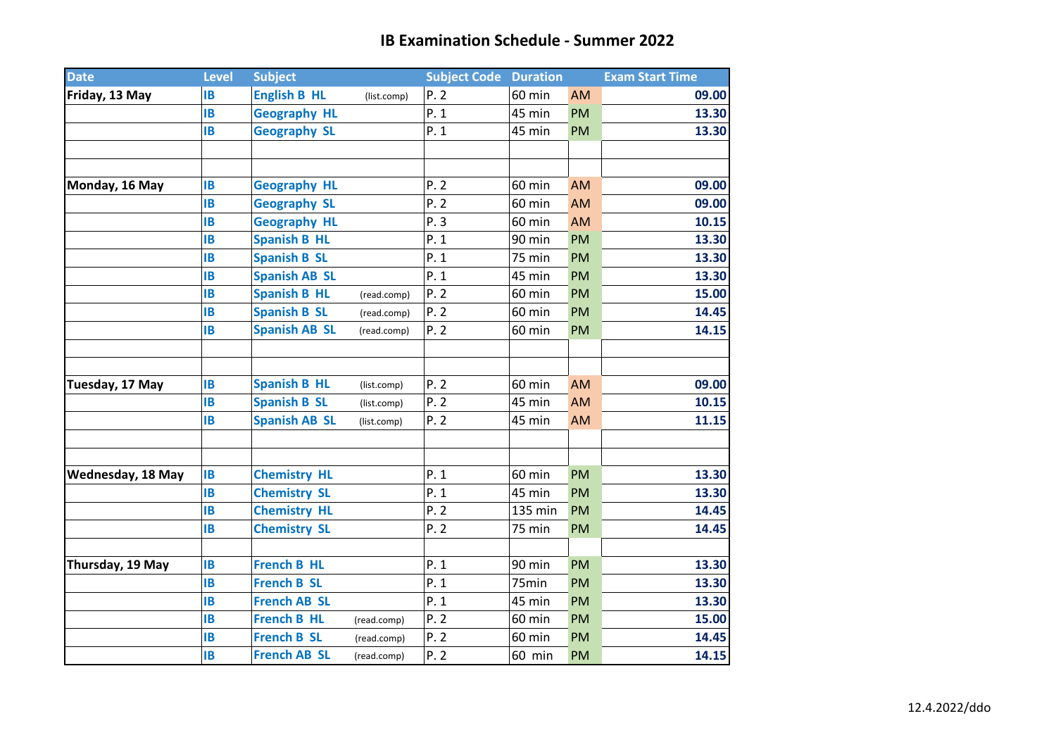# IB Examination Schedule - Summer 2022

| Date | Level | Subject | | Subject Code | Duration | | Exam Start Time |
|---|---|---|---|---|---|---|---|
| Friday, 13 May | IB | English B HL | (list.comp) | P. 2 | 60 min | AM | 09.00 |
| | IB | Geography HL | | P. 1 | 45 min | PM | 13.30 |
| | IB | Geography SL | | P. 1 | 45 min | PM | 13.30 |
| | | | | | | | |
| | | | | | | | |
| Monday, 16 May | IB | Geography HL | | P. 2 | 60 min | AM | 09.00 |
| | IB | Geography SL | | P. 2 | 60 min | AM | 09.00 |
| | IB | Geography HL | | P. 3 | 60 min | AM | 10.15 |
| | IB | Spanish B HL | | P. 1 | 90 min | PM | 13.30 |
| | IB | Spanish B SL | | P. 1 | 75 min | PM | 13.30 |
| | IB | Spanish AB SL | | P. 1 | 45 min | PM | 13.30 |
| | IB | Spanish B HL | (read.comp) | P. 2 | 60 min | PM | 15.00 |
| | IB | Spanish B SL | (read.comp) | P. 2 | 60 min | PM | 14.45 |
| | IB | Spanish AB SL | (read.comp) | P. 2 | 60 min | PM | 14.15 |
| | | | | | | | |
| | | | | | | | |
| Tuesday, 17 May | IB | Spanish B HL | (list.comp) | P. 2 | 60 min | AM | 09.00 |
| | IB | Spanish B SL | (list.comp) | P. 2 | 45 min | AM | 10.15 |
| | IB | Spanish AB SL | (list.comp) | P. 2 | 45 min | AM | 11.15 |
| | | | | | | | |
| | | | | | | | |
| Wednesday, 18 May | IB | Chemistry HL | | P. 1 | 60 min | PM | 13.30 |
| | IB | Chemistry SL | | P. 1 | 45 min | PM | 13.30 |
| | IB | Chemistry HL | | P. 2 | 135 min | PM | 14.45 |
| | IB | Chemistry SL | | P. 2 | 75 min | PM | 14.45 |
| | | | | | | | |
| Thursday, 19 May | IB | French B HL | | P. 1 | 90 min | PM | 13.30 |
| | IB | French B SL | | P. 1 | 75min | PM | 13.30 |
| | IB | French AB SL | | P. 1 | 45 min | PM | 13.30 |
| | IB | French B HL | (read.comp) | P. 2 | 60 min | PM | 15.00 |
| | IB | French B SL | (read.comp) | P. 2 | 60 min | PM | 14.45 |
| | IB | French AB SL | (read.comp) | P. 2 | 60 min | PM | 14.15 |

12.4.2022/ddo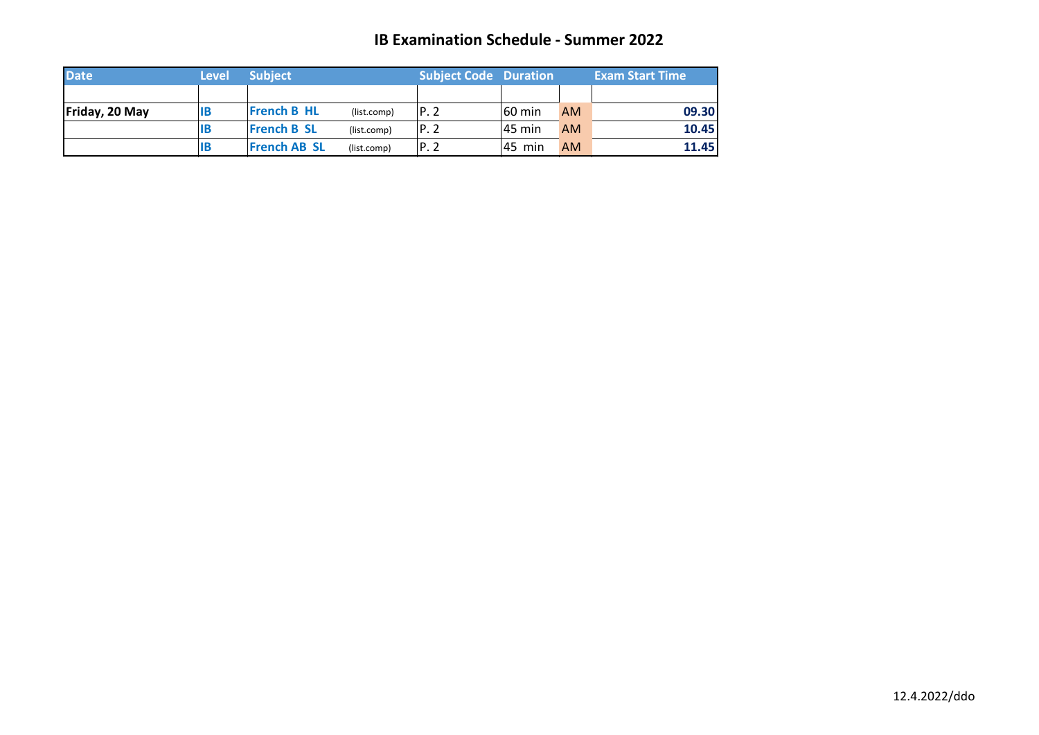## IB Examination Schedule - Summer 2022

| Date | Level | Subject | | Subject Code | Duration | | Exam Start Time |
|---|---|---|---|---|---|---|---|
| | | | | | | | |
| **Friday, 20 May** | **IB** | **French B HL** | (list.comp) | P. 2 | 60 min | AM | **09.30** |
| | **IB** | **French B SL** | (list.comp) | P. 2 | 45 min | AM | **10.45** |
| | **IB** | **French AB SL** | (list.comp) | P. 2 | 45 min | AM | **11.45** |

12.4.2022/ddo